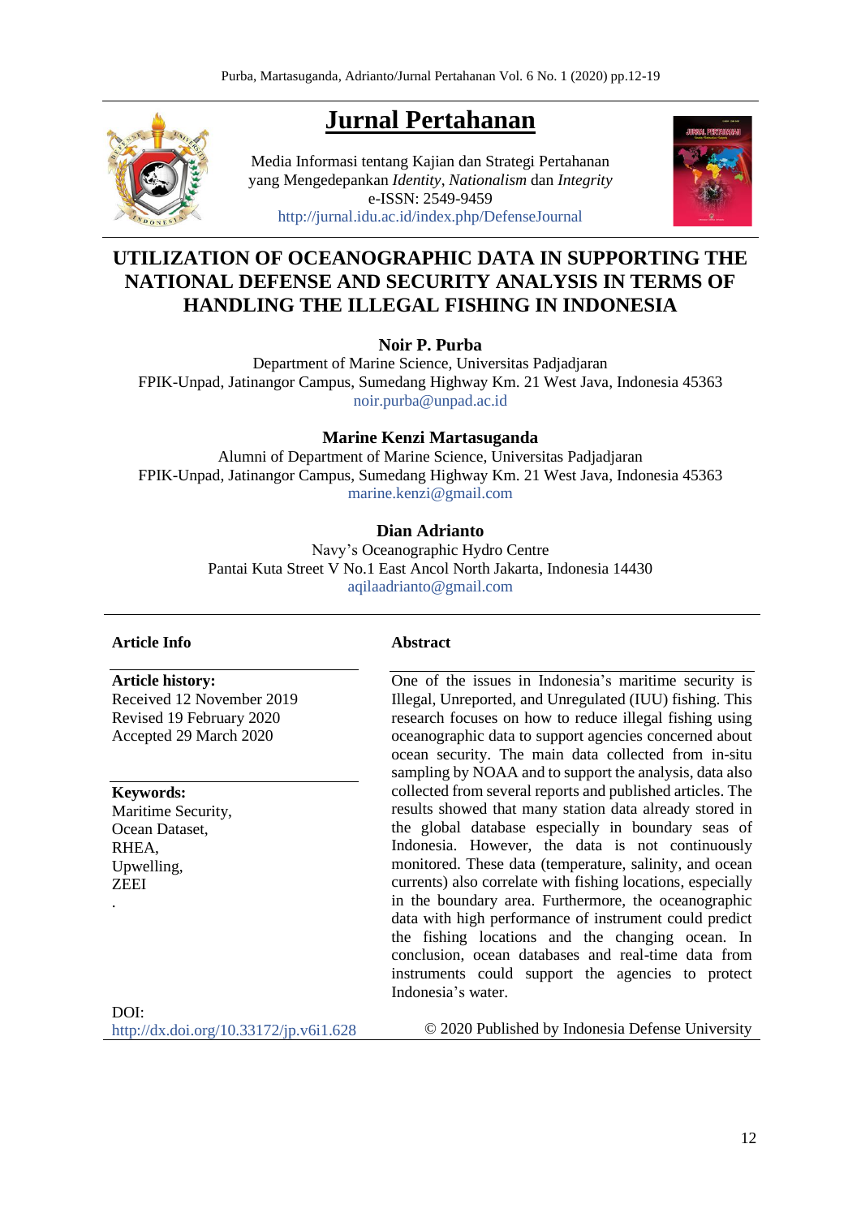# Jurnal Pertahanan

Media Informasi tentang Kajian dan Strategi Pertahanan
yang Mengedepankan *Identity*, *Nationalism* dan *Integrity*
e-ISSN: 2549-9459
http://jurnal.idu.ac.id/index.php/DefenseJournal

## UTILIZATION OF OCEANOGRAPHIC DATA IN SUPPORTING THE NATIONAL DEFENSE AND SECURITY ANALYSIS IN TERMS OF HANDLING THE ILLEGAL FISHING IN INDONESIA

**Noir P. Purba**
Department of Marine Science, Universitas Padjadjaran
FPIK-Unpad, Jatinangor Campus, Sumedang Highway Km. 21 West Java, Indonesia 45363
noir.purba@unpad.ac.id

**Marine Kenzi Martasuganda**
Alumni of Department of Marine Science, Universitas Padjadjaran
FPIK-Unpad, Jatinangor Campus, Sumedang Highway Km. 21 West Java, Indonesia 45363
marine.kenzi@gmail.com

**Dian Adrianto**
Navy's Oceanographic Hydro Centre
Pantai Kuta Street V No.1 East Ancol North Jakarta, Indonesia 14430
aqilaadrianto@gmail.com

**Article Info**

**Article history:**
Received 12 November 2019
Revised 19 February 2020
Accepted 29 March 2020

**Keywords:**
Maritime Security,
Ocean Dataset,
RHEA,
Upwelling,
ZEEI

**Abstract**

One of the issues in Indonesia's maritime security is Illegal, Unreported, and Unregulated (IUU) fishing. This research focuses on how to reduce illegal fishing using oceanographic data to support agencies concerned about ocean security. The main data collected from in-situ sampling by NOAA and to support the analysis, data also collected from several reports and published articles. The results showed that many station data already stored in the global database especially in boundary seas of Indonesia. However, the data is not continuously monitored. These data (temperature, salinity, and ocean currents) also correlate with fishing locations, especially in the boundary area. Furthermore, the oceanographic data with high performance of instrument could predict the fishing locations and the changing ocean. In conclusion, ocean databases and real-time data from instruments could support the agencies to protect Indonesia's water.

DOI:
http://dx.doi.org/10.33172/jp.v6i1.628

© 2020 Published by Indonesia Defense University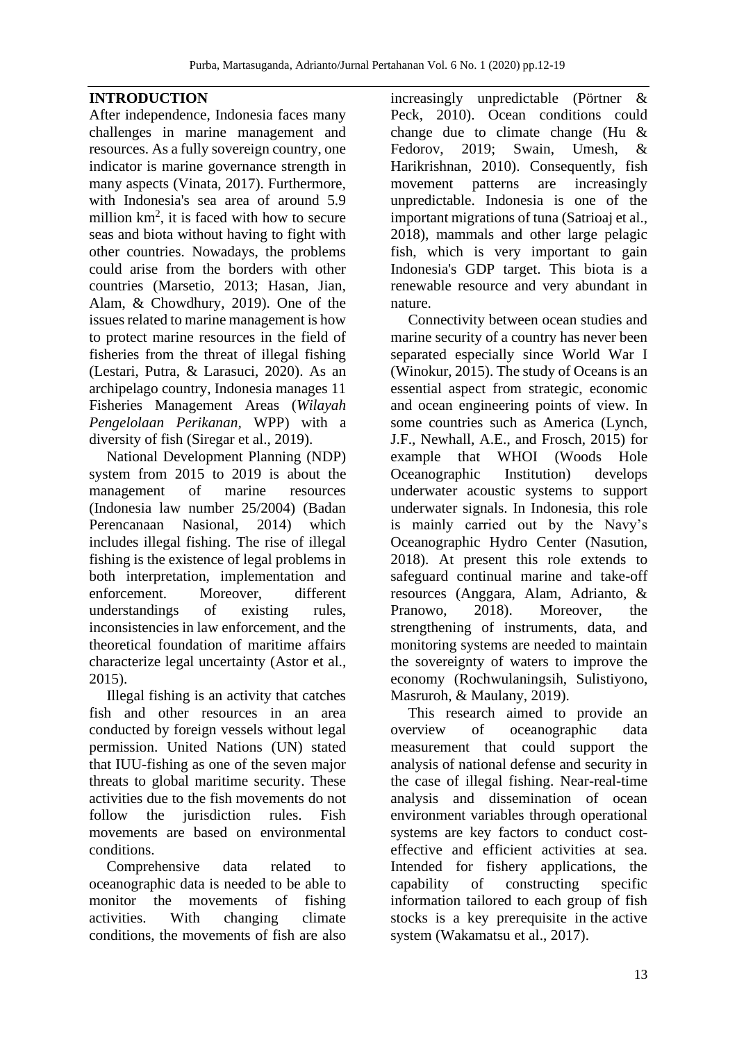## INTRODUCTION

After independence, Indonesia faces many challenges in marine management and resources. As a fully sovereign country, one indicator is marine governance strength in many aspects (Vinata, 2017). Furthermore, with Indonesia's sea area of around 5.9 million km$^2$, it is faced with how to secure seas and biota without having to fight with other countries. Nowadays, the problems could arise from the borders with other countries (Marsetio, 2013; Hasan, Jian, Alam, & Chowdhury, 2019). One of the issues related to marine management is how to protect marine resources in the field of fisheries from the threat of illegal fishing (Lestari, Putra, & Larasuci, 2020). As an archipelago country, Indonesia manages 11 Fisheries Management Areas (*Wilayah Pengelolaan Perikanan,* WPP) with a diversity of fish (Siregar et al., 2019).

National Development Planning (NDP) system from 2015 to 2019 is about the management of marine resources (Indonesia law number 25/2004) (Badan Perencanaan Nasional, 2014) which includes illegal fishing. The rise of illegal fishing is the existence of legal problems in both interpretation, implementation and enforcement. Moreover, different understandings of existing rules, inconsistencies in law enforcement, and the theoretical foundation of maritime affairs characterize legal uncertainty (Astor et al., 2015).

Illegal fishing is an activity that catches fish and other resources in an area conducted by foreign vessels without legal permission. United Nations (UN) stated that IUU-fishing as one of the seven major threats to global maritime security. These activities due to the fish movements do not follow the jurisdiction rules. Fish movements are based on environmental conditions.

Comprehensive data related to oceanographic data is needed to be able to monitor the movements of fishing activities. With changing climate conditions, the movements of fish are also increasingly unpredictable (Pörtner & Peck, 2010). Ocean conditions could change due to climate change (Hu & Fedorov, 2019; Swain, Umesh, & Harikrishnan, 2010). Consequently, fish movement patterns are increasingly unpredictable. Indonesia is one of the important migrations of tuna (Satrioaj et al., 2018), mammals and other large pelagic fish, which is very important to gain Indonesia's GDP target. This biota is a renewable resource and very abundant in nature.

Connectivity between ocean studies and marine security of a country has never been separated especially since World War I (Winokur, 2015). The study of Oceans is an essential aspect from strategic, economic and ocean engineering points of view. In some countries such as America (Lynch, J.F., Newhall, A.E., and Frosch, 2015) for example that WHOI (Woods Hole Oceanographic Institution) develops underwater acoustic systems to support underwater signals. In Indonesia, this role is mainly carried out by the Navy's Oceanographic Hydro Center (Nasution, 2018). At present this role extends to safeguard continual marine and take-off resources (Anggara, Alam, Adrianto, & Pranowo, 2018). Moreover, the strengthening of instruments, data, and monitoring systems are needed to maintain the sovereignty of waters to improve the economy (Rochwulaningsih, Sulistiyono, Masruroh, & Maulany, 2019).

This research aimed to provide an overview of oceanographic data measurement that could support the analysis of national defense and security in the case of illegal fishing. Near-real-time analysis and dissemination of ocean environment variables through operational systems are key factors to conduct cost-effective and efficient activities at sea. Intended for fishery applications, the capability of constructing specific information tailored to each group of fish stocks is a key prerequisite in the active system (Wakamatsu et al., 2017).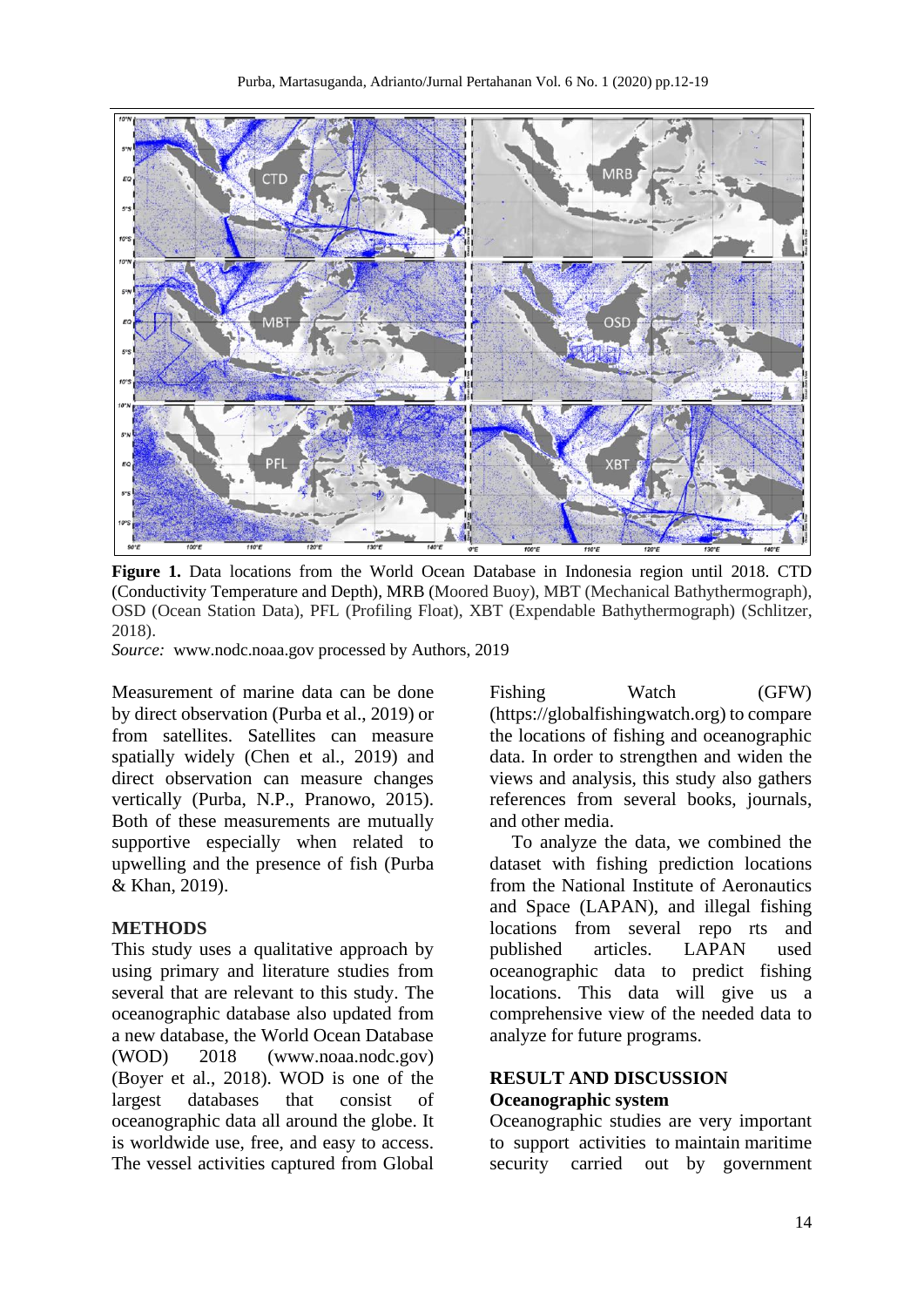CTD

MRB

MBT

OSD

PFL

XBT

10°N 5°N EQ 5°S 10°S

90°E 100°E 110°E 120°E 130°E 140°E

**Figure 1.** Data locations from the World Ocean Database in Indonesia region until 2018. CTD (Conductivity Temperature and Depth), MRB (Moored Buoy), MBT (Mechanical Bathythermograph), OSD (Ocean Station Data), PFL (Profiling Float), XBT (Expendable Bathythermograph) (Schlitzer, 2018).

*Source:* www.nodc.noaa.gov processed by Authors, 2019

Measurement of marine data can be done by direct observation (Purba et al., 2019) or from satellites. Satellites can measure spatially widely (Chen et al., 2019) and direct observation can measure changes vertically (Purba, N.P., Pranowo, 2015). Both of these measurements are mutually supportive especially when related to upwelling and the presence of fish (Purba & Khan, 2019).

## METHODS

This study uses a qualitative approach by using primary and literature studies from several that are relevant to this study. The oceanographic database also updated from a new database, the World Ocean Database (WOD) 2018 (www.noaa.nodc.gov) (Boyer et al., 2018). WOD is one of the largest databases that consist of oceanographic data all around the globe. It is worldwide use, free, and easy to access. The vessel activities captured from Global Fishing Watch (GFW) (https://globalfishingwatch.org) to compare the locations of fishing and oceanographic data. In order to strengthen and widen the views and analysis, this study also gathers references from several books, journals, and other media.

To analyze the data, we combined the dataset with fishing prediction locations from the National Institute of Aeronautics and Space (LAPAN), and illegal fishing locations from several repo rts and published articles. LAPAN used oceanographic data to predict fishing locations. This data will give us a comprehensive view of the needed data to analyze for future programs.

## RESULT AND DISCUSSION

### Oceanographic system

Oceanographic studies are very important to support activities to maintain maritime security carried out by government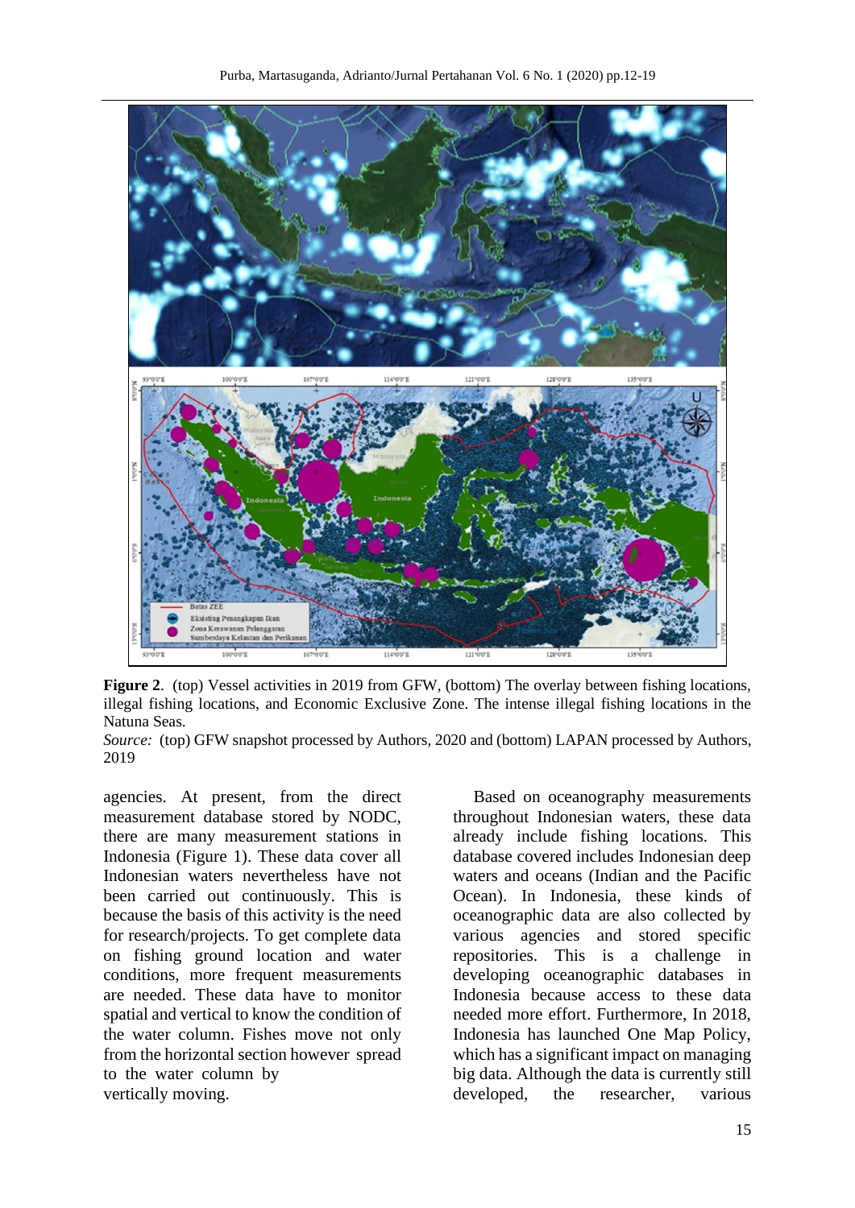**Figure 2**. (top) Vessel activities in 2019 from GFW, (bottom) The overlay between fishing locations, illegal fishing locations, and Economic Exclusive Zone. The intense illegal fishing locations in the Natuna Seas.

*Source:* (top) GFW snapshot processed by Authors, 2020 and (bottom) LAPAN processed by Authors, 2019

agencies. At present, from the direct measurement database stored by NODC, there are many measurement stations in Indonesia (Figure 1). These data cover all Indonesian waters nevertheless have not been carried out continuously. This is because the basis of this activity is the need for research/projects. To get complete data on fishing ground location and water conditions, more frequent measurements are needed. These data have to monitor spatial and vertical to know the condition of the water column. Fishes move not only from the horizontal section however spread to the water column by vertically moving.

Based on oceanography measurements throughout Indonesian waters, these data already include fishing locations. This database covered includes Indonesian deep waters and oceans (Indian and the Pacific Ocean). In Indonesia, these kinds of oceanographic data are also collected by various agencies and stored specific repositories. This is a challenge in developing oceanographic databases in Indonesia because access to these data needed more effort. Furthermore, In 2018, Indonesia has launched One Map Policy, which has a significant impact on managing big data. Although the data is currently still developed, the researcher, various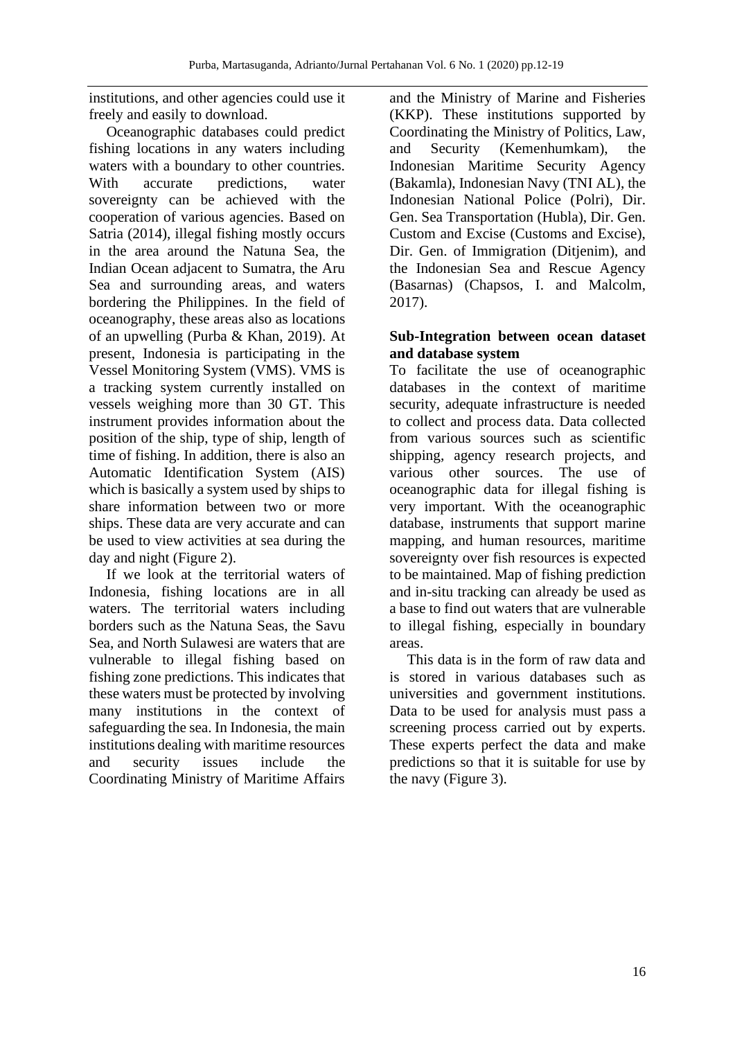institutions, and other agencies could use it freely and easily to download.

Oceanographic databases could predict fishing locations in any waters including waters with a boundary to other countries. With accurate predictions, water sovereignty can be achieved with the cooperation of various agencies. Based on Satria (2014), illegal fishing mostly occurs in the area around the Natuna Sea, the Indian Ocean adjacent to Sumatra, the Aru Sea and surrounding areas, and waters bordering the Philippines. In the field of oceanography, these areas also as locations of an upwelling (Purba & Khan, 2019). At present, Indonesia is participating in the Vessel Monitoring System (VMS). VMS is a tracking system currently installed on vessels weighing more than 30 GT. This instrument provides information about the position of the ship, type of ship, length of time of fishing. In addition, there is also an Automatic Identification System (AIS) which is basically a system used by ships to share information between two or more ships. These data are very accurate and can be used to view activities at sea during the day and night (Figure 2).

If we look at the territorial waters of Indonesia, fishing locations are in all waters. The territorial waters including borders such as the Natuna Seas, the Savu Sea, and North Sulawesi are waters that are vulnerable to illegal fishing based on fishing zone predictions. This indicates that these waters must be protected by involving many institutions in the context of safeguarding the sea. In Indonesia, the main institutions dealing with maritime resources and security issues include the Coordinating Ministry of Maritime Affairs and the Ministry of Marine and Fisheries (KKP). These institutions supported by Coordinating the Ministry of Politics, Law, and Security (Kemenhumkam), the Indonesian Maritime Security Agency (Bakamla), Indonesian Navy (TNI AL), the Indonesian National Police (Polri), Dir. Gen. Sea Transportation (Hubla), Dir. Gen. Custom and Excise (Customs and Excise), Dir. Gen. of Immigration (Ditjenim), and the Indonesian Sea and Rescue Agency (Basarnas) (Chapsos, I. and Malcolm, 2017).

### Sub-Integration between ocean dataset and database system

To facilitate the use of oceanographic databases in the context of maritime security, adequate infrastructure is needed to collect and process data. Data collected from various sources such as scientific shipping, agency research projects, and various other sources. The use of oceanographic data for illegal fishing is very important. With the oceanographic database, instruments that support marine mapping, and human resources, maritime sovereignty over fish resources is expected to be maintained. Map of fishing prediction and in-situ tracking can already be used as a base to find out waters that are vulnerable to illegal fishing, especially in boundary areas.

This data is in the form of raw data and is stored in various databases such as universities and government institutions. Data to be used for analysis must pass a screening process carried out by experts. These experts perfect the data and make predictions so that it is suitable for use by the navy (Figure 3).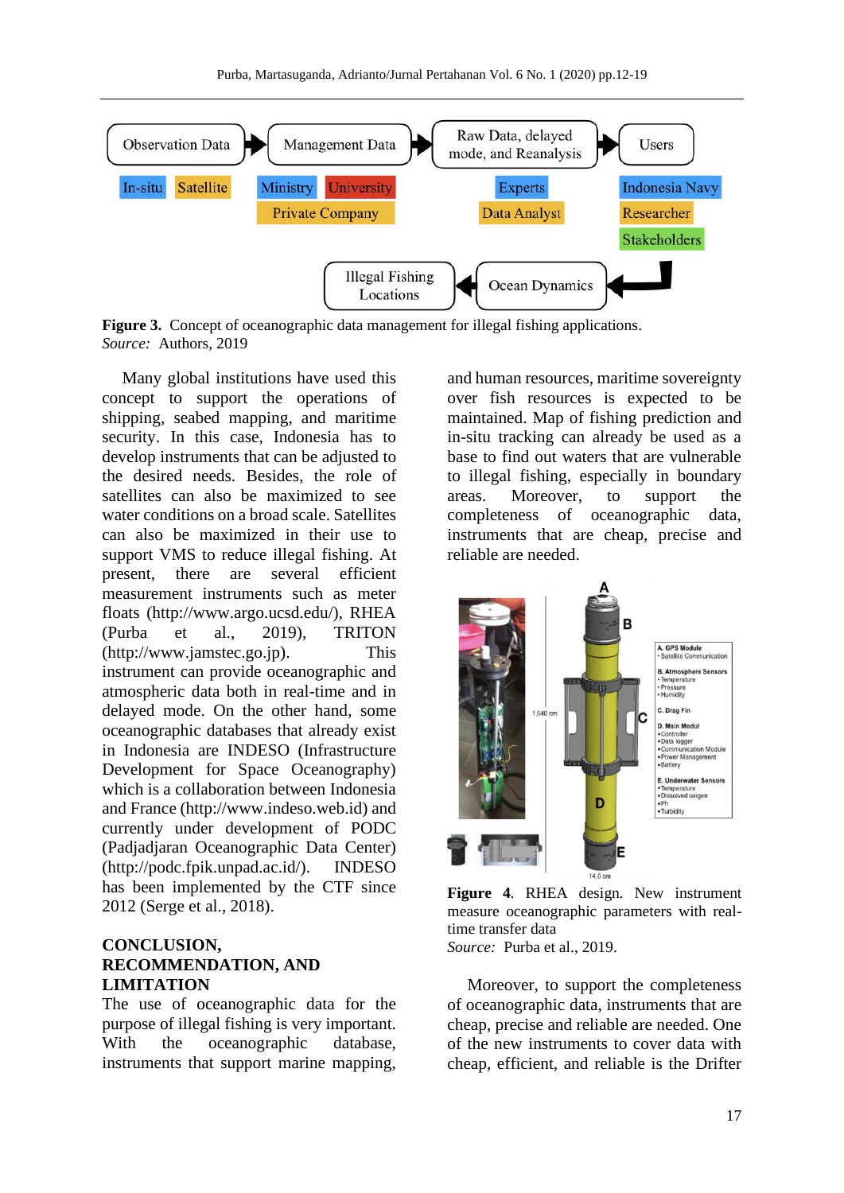Observation Data

In-situ

Satellite

Management Data

Ministry

University

Private Company

Raw Data, delayed mode, and Reanalysis

Experts

Data Analyst

Users

Indonesia Navy

Researcher

Stakeholders

Illegal Fishing Locations

Ocean Dynamics

**Figure 3.** Concept of oceanographic data management for illegal fishing applications.
*Source:* Authors, 2019

Many global institutions have used this concept to support the operations of shipping, seabed mapping, and maritime security. In this case, Indonesia has to develop instruments that can be adjusted to the desired needs. Besides, the role of satellites can also be maximized to see water conditions on a broad scale. Satellites can also be maximized in their use to support VMS to reduce illegal fishing. At present, there are several efficient measurement instruments such as meter floats (http://www.argo.ucsd.edu/), RHEA (Purba et al., 2019), TRITON (http://www.jamstec.go.jp). This instrument can provide oceanographic and atmospheric data both in real-time and in delayed mode. On the other hand, some oceanographic databases that already exist in Indonesia are INDESO (Infrastructure Development for Space Oceanography) which is a collaboration between Indonesia and France (http://www.indeso.web.id) and currently under development of PODC (Padjadjaran Oceanographic Data Center) (http://podc.fpik.unpad.ac.id/). INDESO has been implemented by the CTF since 2012 (Serge et al., 2018).

## CONCLUSION, RECOMMENDATION, AND LIMITATION

The use of oceanographic data for the purpose of illegal fishing is very important. With the oceanographic database, instruments that support marine mapping, and human resources, maritime sovereignty over fish resources is expected to be maintained. Map of fishing prediction and in-situ tracking can already be used as a base to find out waters that are vulnerable to illegal fishing, especially in boundary areas. Moreover, to support the completeness of oceanographic data, instruments that are cheap, precise and reliable are needed.

A

B

C

D

E

1,040 cm

14,0 cm

A. GPS Module
• Satellite Communication

B. Atmosphere Sensors
• Temperature
• Pressure
• Humidity

C. Drag Fin

D. Main Modul
• Controller
• Data logger
• Communication Module
• Power Management
• Battery

E. Underwater Sensors
• Temperature
• Dissolved oxigen
• Ph
• Turbidity

**Figure 4**. RHEA design. New instrument measure oceanographic parameters with real-time transfer data
*Source:* Purba et al., 2019.

Moreover, to support the completeness of oceanographic data, instruments that are cheap, precise and reliable are needed. One of the new instruments to cover data with cheap, efficient, and reliable is the Drifter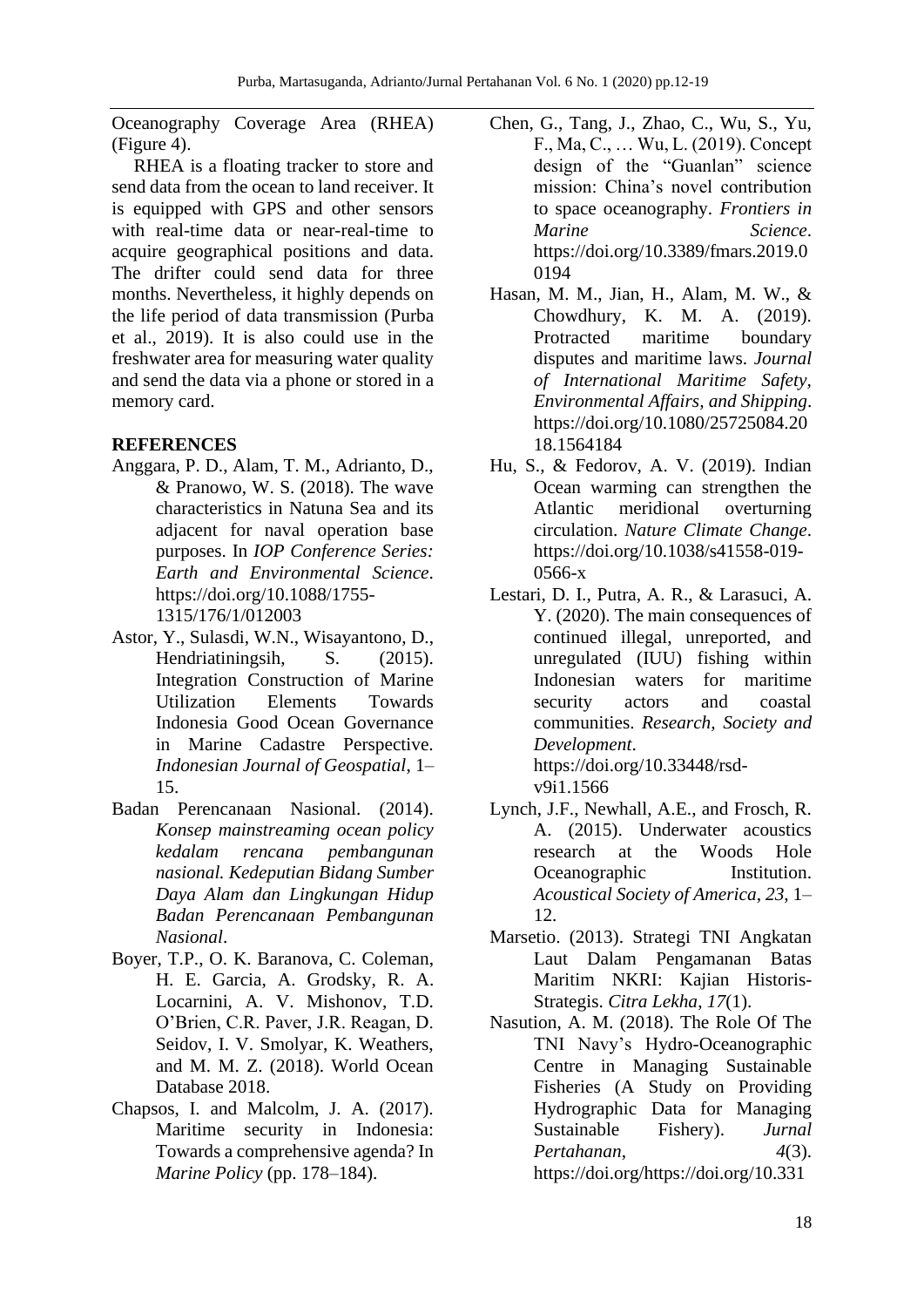Oceanography Coverage Area (RHEA) (Figure 4).

RHEA is a floating tracker to store and send data from the ocean to land receiver. It is equipped with GPS and other sensors with real-time data or near-real-time to acquire geographical positions and data. The drifter could send data for three months. Nevertheless, it highly depends on the life period of data transmission (Purba et al., 2019). It is also could use in the freshwater area for measuring water quality and send the data via a phone or stored in a memory card.

## REFERENCES

Anggara, P. D., Alam, T. M., Adrianto, D., & Pranowo, W. S. (2018). The wave characteristics in Natuna Sea and its adjacent for naval operation base purposes. In *IOP Conference Series: Earth and Environmental Science*. https://doi.org/10.1088/1755-1315/176/1/012003

Astor, Y., Sulasdi, W.N., Wisayantono, D., Hendriatiningsih, S. (2015). Integration Construction of Marine Utilization Elements Towards Indonesia Good Ocean Governance in Marine Cadastre Perspective. *Indonesian Journal of Geospatial*, 1–15.

Badan Perencanaan Nasional. (2014). *Konsep mainstreaming ocean policy kedalam rencana pembangunan nasional. Kedeputian Bidang Sumber Daya Alam dan Lingkungan Hidup Badan Perencanaan Pembangunan Nasional*.

Boyer, T.P., O. K. Baranova, C. Coleman, H. E. Garcia, A. Grodsky, R. A. Locarnini, A. V. Mishonov, T.D. O'Brien, C.R. Paver, J.R. Reagan, D. Seidov, I. V. Smolyar, K. Weathers, and M. M. Z. (2018). World Ocean Database 2018.

Chapsos, I. and Malcolm, J. A. (2017). Maritime security in Indonesia: Towards a comprehensive agenda? In *Marine Policy* (pp. 178–184).

Chen, G., Tang, J., Zhao, C., Wu, S., Yu, F., Ma, C., … Wu, L. (2019). Concept design of the "Guanlan" science mission: China's novel contribution to space oceanography. *Frontiers in Marine Science*. https://doi.org/10.3389/fmars.2019.00194

Hasan, M. M., Jian, H., Alam, M. W., & Chowdhury, K. M. A. (2019). Protracted maritime boundary disputes and maritime laws. *Journal of International Maritime Safety, Environmental Affairs, and Shipping*. https://doi.org/10.1080/25725084.2018.1564184

Hu, S., & Fedorov, A. V. (2019). Indian Ocean warming can strengthen the Atlantic meridional overturning circulation. *Nature Climate Change*. https://doi.org/10.1038/s41558-019-0566-x

Lestari, D. I., Putra, A. R., & Larasuci, A. Y. (2020). The main consequences of continued illegal, unreported, and unregulated (IUU) fishing within Indonesian waters for maritime security actors and coastal communities. *Research, Society and Development*. https://doi.org/10.33448/rsd-v9i1.1566

Lynch, J.F., Newhall, A.E., and Frosch, R. A. (2015). Underwater acoustics research at the Woods Hole Oceanographic Institution. *Acoustical Society of America*, *23*, 1–12.

Marsetio. (2013). Strategi TNI Angkatan Laut Dalam Pengamanan Batas Maritim NKRI: Kajian Historis-Strategis. *Citra Lekha*, *17*(1).

Nasution, A. M. (2018). The Role Of The TNI Navy's Hydro-Oceanographic Centre in Managing Sustainable Fisheries (A Study on Providing Hydrographic Data for Managing Sustainable Fishery). *Jurnal Pertahanan*, *4*(3). https://doi.org/https://doi.org/10.331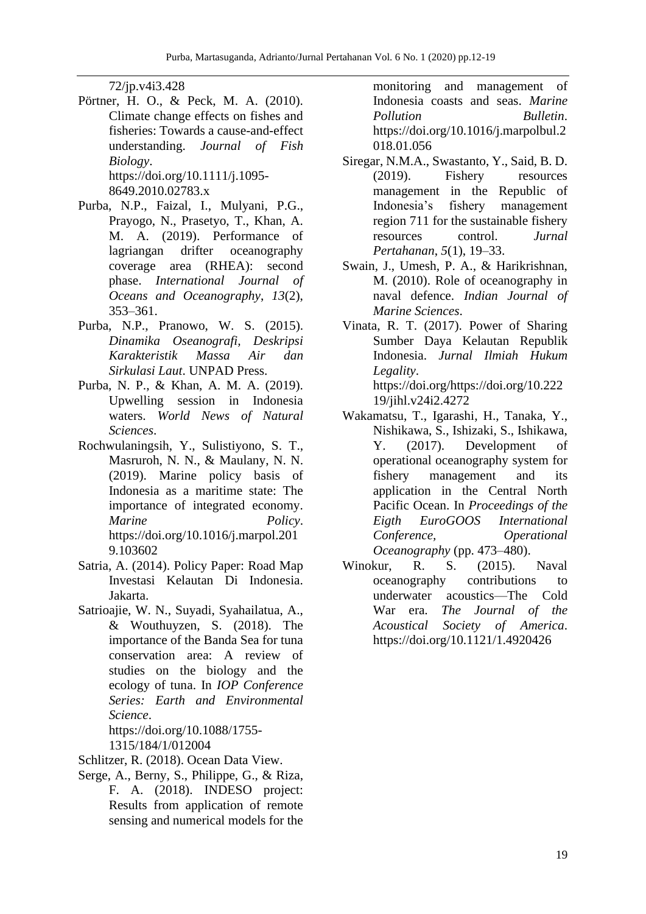72/jp.v4i3.428

Pörtner, H. O., & Peck, M. A. (2010). Climate change effects on fishes and fisheries: Towards a cause-and-effect understanding. *Journal of Fish Biology*. https://doi.org/10.1111/j.1095-8649.2010.02783.x

Purba, N.P., Faizal, I., Mulyani, P.G., Prayogo, N., Prasetyo, T., Khan, A. M. A. (2019). Performance of lagriangan drifter oceanography coverage area (RHEA): second phase. *International Journal of Oceans and Oceanography*, *13*(2), 353–361.

Purba, N.P., Pranowo, W. S. (2015). *Dinamika Oseanografi, Deskripsi Karakteristik Massa Air dan Sirkulasi Laut*. UNPAD Press.

Purba, N. P., & Khan, A. M. A. (2019). Upwelling session in Indonesia waters. *World News of Natural Sciences*.

Rochwulaningsih, Y., Sulistiyono, S. T., Masruroh, N. N., & Maulany, N. N. (2019). Marine policy basis of Indonesia as a maritime state: The importance of integrated economy. *Marine Policy*. https://doi.org/10.1016/j.marpol.2019.103602

Satria, A. (2014). Policy Paper: Road Map Investasi Kelautan Di Indonesia. Jakarta.

Satrioajie, W. N., Suyadi, Syahailatua, A., & Wouthuyzen, S. (2018). The importance of the Banda Sea for tuna conservation area: A review of studies on the biology and the ecology of tuna. In *IOP Conference Series: Earth and Environmental Science*. https://doi.org/10.1088/1755-1315/184/1/012004

Schlitzer, R. (2018). Ocean Data View.

Serge, A., Berny, S., Philippe, G., & Riza, F. A. (2018). INDESO project: Results from application of remote sensing and numerical models for the monitoring and management of Indonesia coasts and seas. *Marine Pollution Bulletin*. https://doi.org/10.1016/j.marpolbul.2018.01.056

Siregar, N.M.A., Swastanto, Y., Said, B. D. (2019). Fishery resources management in the Republic of Indonesia's fishery management region 711 for the sustainable fishery resources control. *Jurnal Pertahanan*, *5*(1), 19–33.

Swain, J., Umesh, P. A., & Harikrishnan, M. (2010). Role of oceanography in naval defence. *Indian Journal of Marine Sciences*.

Vinata, R. T. (2017). Power of Sharing Sumber Daya Kelautan Republik Indonesia. *Jurnal Ilmiah Hukum Legality*. https://doi.org/https://doi.org/10.22219/jihl.v24i2.4272

Wakamatsu, T., Igarashi, H., Tanaka, Y., Nishikawa, S., Ishizaki, S., Ishikawa, Y. (2017). Development of operational oceanography system for fishery management and its application in the Central North Pacific Ocean. In *Proceedings of the Eigth EuroGOOS International Conference, Operational Oceanography* (pp. 473–480).

Winokur, R. S. (2015). Naval oceanography contributions to underwater acoustics—The Cold War era. *The Journal of the Acoustical Society of America*. https://doi.org/10.1121/1.4920426